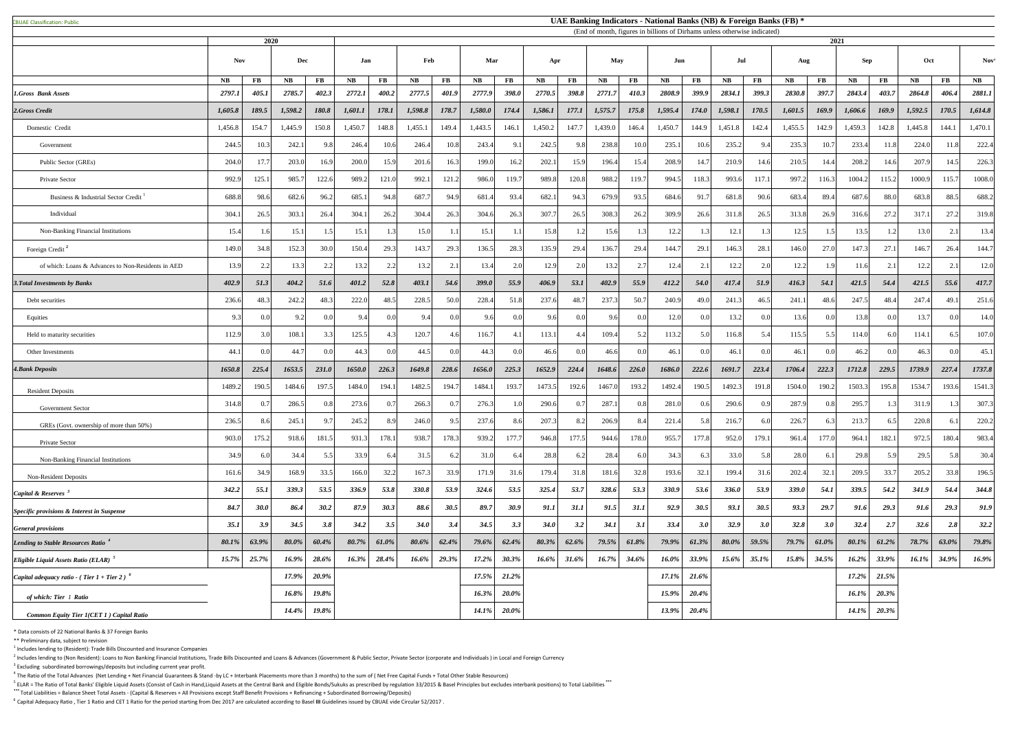CBUAE Classification: Public

# UAE Banking Indicators - National Banks (NB) & Foreign Banks (FB) *

(End of month, figures in billions of Dirhams unless otherwise indicated)

| | 2020 | | | | 2021 | | | | | | | | | | | | | | | | | | | | | |
|---|---|---|---|---|---|---|---|---|---|---|---|---|---|---|---|---|---|---|---|---|---|---|---|---|---|---|
| | Nov | | Dec | | Jan | | Feb | | Mar | | Apr | | May | | Jun | | Jul | | Aug | | Sep | | Oct | | Nov |
| | NB | FB | NB | FB | NB | FB | NB | FB | NB | FB | NB | FB | NB | FB | NB | FB | NB | FB | NB | FB | NB | FB | NB | FB | NB |
| *1.Gross Bank Assets* | *2797.1* | *405.1* | *2785.7* | *402.3* | *2772.1* | *400.2* | *2777.5* | *401.9* | *2777.9* | *398.0* | *2770.5* | *398.8* | *2771.7* | *410.3* | *2808.9* | *399.9* | *2834.1* | *399.3* | *2830.8* | *397.7* | *2843.4* | *403.7* | *2864.8* | *406.4* | *2881.1* |
| *2.Gross Credit* | *1,605.8* | *189.5* | *1,598.2* | *180.8* | *1,601.1* | *178.1* | *1,598.8* | *178.7* | *1,580.0* | *174.4* | *1,586.1* | *177.1* | *1,575.7* | *175.8* | *1,595.4* | *174.0* | *1,598.1* | *170.5* | *1,601.5* | *169.9* | *1,606.6* | *169.9* | *1,592.5* | *170.5* | *1,614.8* |
| Domestic Credit | 1,456.8 | 154.7 | 1,445.9 | 150.8 | 1,450.7 | 148.8 | 1,455.1 | 149.4 | 1,443.5 | 146.1 | 1,450.2 | 147.7 | 1,439.0 | 146.4 | 1,450.7 | 144.9 | 1,451.8 | 142.4 | 1,455.5 | 142.9 | 1,459.3 | 142.8 | 1,445.8 | 144.1 | 1,470.1 |
| Government | 244.5 | 10.3 | 242.1 | 9.8 | 246.4 | 10.6 | 246.4 | 10.8 | 243.4 | 9.1 | 242.5 | 9.8 | 238.8 | 10.0 | 235.1 | 10.6 | 235.2 | 9.4 | 235.3 | 10.7 | 233.4 | 11.8 | 224.0 | 11.8 | 222.4 |
| Public Sector (GREs) | 204.0 | 17.7 | 203.0 | 16.9 | 200.0 | 15.9 | 201.6 | 16.3 | 199.0 | 16.2 | 202.1 | 15.9 | 196.4 | 15.4 | 208.9 | 14.7 | 210.9 | 14.6 | 210.5 | 14.4 | 208.2 | 14.6 | 207.9 | 14.5 | 226.3 |
| Private Sector | 992.9 | 125.1 | 985.7 | 122.6 | 989.2 | 121.0 | 992.1 | 121.2 | 986.0 | 119.7 | 989.8 | 120.8 | 988.2 | 119.7 | 994.5 | 118.3 | 993.6 | 117.1 | 997.2 | 116.3 | 1004.2 | 115.2 | 1000.9 | 115.7 | 1008.0 |
| Business & Industrial Sector Credit [1] | 688.8 | 98.6 | 682.6 | 96.2 | 685.1 | 94.8 | 687.7 | 94.9 | 681.4 | 93.4 | 682.1 | 94.3 | 679.9 | 93.5 | 684.6 | 91.7 | 681.8 | 90.6 | 683.4 | 89.4 | 687.6 | 88.0 | 683.8 | 88.5 | 688.2 |
| Individual | 304.1 | 26.5 | 303.1 | 26.4 | 304.1 | 26.2 | 304.4 | 26.3 | 304.6 | 26.3 | 307.7 | 26.5 | 308.3 | 26.2 | 309.9 | 26.6 | 311.8 | 26.5 | 313.8 | 26.9 | 316.6 | 27.2 | 317.1 | 27.2 | 319.8 |
| Non-Banking Financial Institutions | 15.4 | 1.6 | 15.1 | 1.5 | 15.1 | 1.3 | 15.0 | 1.1 | 15.1 | 1.1 | 15.8 | 1.2 | 15.6 | 1.3 | 12.2 | 1.3 | 12.1 | 1.3 | 12.5 | 1.5 | 13.5 | 1.2 | 13.0 | 2.1 | 13.4 |
| Foreign Credit [2] | 149.0 | 34.8 | 152.3 | 30.0 | 150.4 | 29.3 | 143.7 | 29.3 | 136.5 | 28.3 | 135.9 | 29.4 | 136.7 | 29.4 | 144.7 | 29.1 | 146.3 | 28.1 | 146.0 | 27.0 | 147.3 | 27.1 | 146.7 | 26.4 | 144.7 |
| of which: Loans & Advances to Non-Residents in AED | 13.9 | 2.2 | 13.3 | 2.2 | 13.2 | 2.2 | 13.2 | 2.1 | 13.4 | 2.0 | 12.9 | 2.0 | 13.2 | 2.7 | 12.4 | 2.1 | 12.2 | 2.0 | 12.2 | 1.9 | 11.6 | 2.1 | 12.2 | 2.1 | 12.0 |
| *3.Total Investments by Banks* | *402.9* | *51.3* | *404.2* | *51.6* | *401.2* | *52.8* | *403.1* | *54.6* | *399.0* | *55.9* | *406.9* | *53.1* | *402.9* | *55.9* | *412.2* | *54.0* | *417.4* | *51.9* | *416.3* | *54.1* | *421.5* | *54.4* | *421.5* | *55.6* | *417.7* |
| Debt securities | 236.6 | 48.3 | 242.2 | 48.3 | 222.0 | 48.5 | 228.5 | 50.0 | 228.4 | 51.8 | 237.6 | 48.7 | 237.3 | 50.7 | 240.9 | 49.0 | 241.3 | 46.5 | 241.1 | 48.6 | 247.5 | 48.4 | 247.4 | 49.1 | 251.6 |
| Equities | 9.3 | 0.0 | 9.2 | 0.0 | 9.4 | 0.0 | 9.4 | 0.0 | 9.6 | 0.0 | 9.6 | 0.0 | 9.6 | 0.0 | 12.0 | 0.0 | 13.2 | 0.0 | 13.6 | 0.0 | 13.8 | 0.0 | 13.7 | 0.0 | 14.0 |
| Held to maturity securities | 112.9 | 3.0 | 108.1 | 3.3 | 125.5 | 4.3 | 120.7 | 4.6 | 116.7 | 4.1 | 113.1 | 4.4 | 109.4 | 5.2 | 113.2 | 5.0 | 116.8 | 5.4 | 115.5 | 5.5 | 114.0 | 6.0 | 114.1 | 6.5 | 107.0 |
| Other Investments | 44.1 | 0.0 | 44.7 | 0.0 | 44.3 | 0.0 | 44.5 | 0.0 | 44.3 | 0.0 | 46.6 | 0.0 | 46.6 | 0.0 | 46.1 | 0.0 | 46.1 | 0.0 | 46.1 | 0.0 | 46.2 | 0.0 | 46.3 | 0.0 | 45.1 |
| *4.Bank Deposits* | *1650.8* | *225.4* | *1653.5* | *231.0* | *1650.0* | *226.3* | *1649.8* | *228.6* | *1656.0* | *225.3* | *1652.9* | *224.4* | *1648.6* | *226.0* | *1686.0* | *222.6* | *1691.7* | *223.4* | *1706.4* | *222.3* | *1712.8* | *229.5* | *1739.9* | *227.4* | *1737.8* |
| Resident Deposits | 1489.2 | 190.5 | 1484.6 | 197.5 | 1484.0 | 194.1 | 1482.5 | 194.7 | 1484.1 | 193.7 | 1473.5 | 192.6 | 1467.0 | 193.2 | 1492.4 | 190.5 | 1492.3 | 191.8 | 1504.0 | 190.2 | 1503.3 | 195.8 | 1534.7 | 193.6 | 1541.3 |
| Government Sector | 314.8 | 0.7 | 286.5 | 0.8 | 273.6 | 0.7 | 266.3 | 0.7 | 276.3 | 1.0 | 290.6 | 0.7 | 287.1 | 0.8 | 281.0 | 0.6 | 290.6 | 0.9 | 287.9 | 0.8 | 295.7 | 1.3 | 311.9 | 1.3 | 307.3 |
| GREs (Govt. ownership of more than 50%) | 236.5 | 8.6 | 245.1 | 9.7 | 245.2 | 8.9 | 246.0 | 9.5 | 237.6 | 8.6 | 207.3 | 8.2 | 206.9 | 8.4 | 221.4 | 5.8 | 216.7 | 6.0 | 226.7 | 6.3 | 213.7 | 6.5 | 220.8 | 6.1 | 220.2 |
| Private Sector | 903.0 | 175.2 | 918.6 | 181.5 | 931.3 | 178.1 | 938.7 | 178.3 | 939.2 | 177.7 | 946.8 | 177.5 | 944.6 | 178.0 | 955.7 | 177.8 | 952.0 | 179.1 | 961.4 | 177.0 | 964.1 | 182.1 | 972.5 | 180.4 | 983.4 |
| Non-Banking Financial Institutions | 34.9 | 6.0 | 34.4 | 5.5 | 33.9 | 6.4 | 31.5 | 6.2 | 31.0 | 6.4 | 28.8 | 6.2 | 28.4 | 6.0 | 34.3 | 6.3 | 33.0 | 5.8 | 28.0 | 6.1 | 29.8 | 5.9 | 29.5 | 5.8 | 30.4 |
| Non-Resident Deposits | 161.6 | 34.9 | 168.9 | 33.5 | 166.0 | 32.2 | 167.3 | 33.9 | 171.9 | 31.6 | 179.4 | 31.8 | 181.6 | 32.8 | 193.6 | 32.1 | 199.4 | 31.6 | 202.4 | 32.1 | 209.5 | 33.7 | 205.2 | 33.8 | 196.5 |
| *Capital & Reserves [3]* | *342.2* | *55.1* | *339.3* | *53.5* | *336.9* | *53.8* | *330.8* | *53.9* | *324.6* | *53.5* | *325.4* | *53.7* | *328.6* | *53.3* | *330.9* | *53.6* | *336.0* | *53.9* | *339.0* | *54.1* | *339.5* | *54.2* | *341.9* | *54.4* | *344.8* |
| *Specific provisions & Interest in Suspense* | *84.7* | *30.0* | *86.4* | *30.2* | *87.9* | *30.3* | *88.6* | *30.5* | *89.7* | *30.9* | *91.1* | *31.1* | *91.5* | *31.1* | *92.9* | *30.5* | *93.1* | *30.5* | *93.3* | *29.7* | *91.6* | *29.3* | *91.6* | *29.3* | *91.9* |
| *General provisions* | *35.1* | *3.9* | *34.5* | *3.8* | *34.2* | *3.5* | *34.0* | *3.4* | *34.5* | *3.3* | *34.0* | *3.2* | *34.1* | *3.1* | *33.4* | *3.0* | *32.9* | *3.0* | *32.8* | *3.0* | *32.4* | *2.7* | *32.6* | *2.8* | *32.2* |
| *Lending to Stable Resources Ratio [4]* | *80.1%* | *63.9%* | *80.0%* | *60.4%* | *80.7%* | *61.0%* | *80.6%* | *62.4%* | *79.6%* | *62.4%* | *80.3%* | *62.6%* | *79.5%* | *61.8%* | *79.9%* | *61.3%* | *80.0%* | *59.5%* | *79.7%* | *61.0%* | *80.1%* | *61.2%* | *78.7%* | *63.0%* | *79.8%* |
| *Eligible Liquid Assets Ratio (ELAR) [5]* | *15.7%* | *25.7%* | *16.9%* | *28.6%* | *16.3%* | *28.4%* | *16.6%* | *29.3%* | *17.2%* | *30.3%* | *16.6%* | *31.6%* | *16.7%* | *34.6%* | *16.0%* | *33.9%* | *15.6%* | *35.1%* | *15.8%* | *34.5%* | *16.2%* | *33.9%* | *16.1%* | *34.9%* | *16.9%* |
| *Capital adequacy ratio - ( Tier 1 + Tier 2 ) [6]* | | | *17.9%* | *20.9%* | | | | | *17.5%* | *21.2%* | | | | | *17.1%* | *21.6%* | | | | | *17.2%* | *21.5%* | | | |
| *of which: Tier 1 Ratio* | | | *16.8%* | *19.8%* | | | | | *16.3%* | *20.0%* | | | | | *15.9%* | *20.4%* | | | | | *16.1%* | *20.3%* | | | |
| *Common Equity Tier 1(CET 1 ) Capital Ratio* | | | *14.4%* | *19.8%* | | | | | *14.1%* | *20.0%* | | | | | *13.9%* | *20.4%* | | | | | *14.1%* | *20.3%* | | | |

\* Data consists of 22 National Banks & 37 Foreign Banks

\*\* Preliminary data, subject to revision

[1] Includes lending to (Resident): Trade Bills Discounted and Insurance Companies

[2] Includes lending to (Non Resident): Loans to Non Banking Financial Institutions, Trade Bills Discounted and Loans & Advances (Government & Public Sector, Private Sector (corporate and Individuals ) in Local and Foreign Currency

[3] Excluding subordinated borrowings/deposits but including current year profit.

[4] The Ratio of the Total Advances (Net Lending + Net Financial Guarantees & Stand -by LC + Interbank Placements more than 3 months) to the sum of ( Net Free Capital Funds + Total Other Stable Resources)

[5] ELAR = The Ratio of Total Banks' Eligible Liquid Assets (Consist of Cash in Hand,Liquid Assets at the Central Bank and Eligible Bonds/Sukuks as prescribed by regulation 33/2015 & Basel Principles but excludes interbank positions) to Total Liabilities \*\*\*

\*\*\* Total Liabilities = Balance Sheet Total Assets - (Capital & Reserves + All Provisions except Staff Benefit Provisions + Refinancing + Subordinated Borrowing/Deposits)

[6] Capital Adequacy Ratio , Tier 1 Ratio and CET 1 Ratio for the period starting from Dec 2017 are calculated according to Basel III Guidelines issued by CBUAE vide Circular 52/2017 .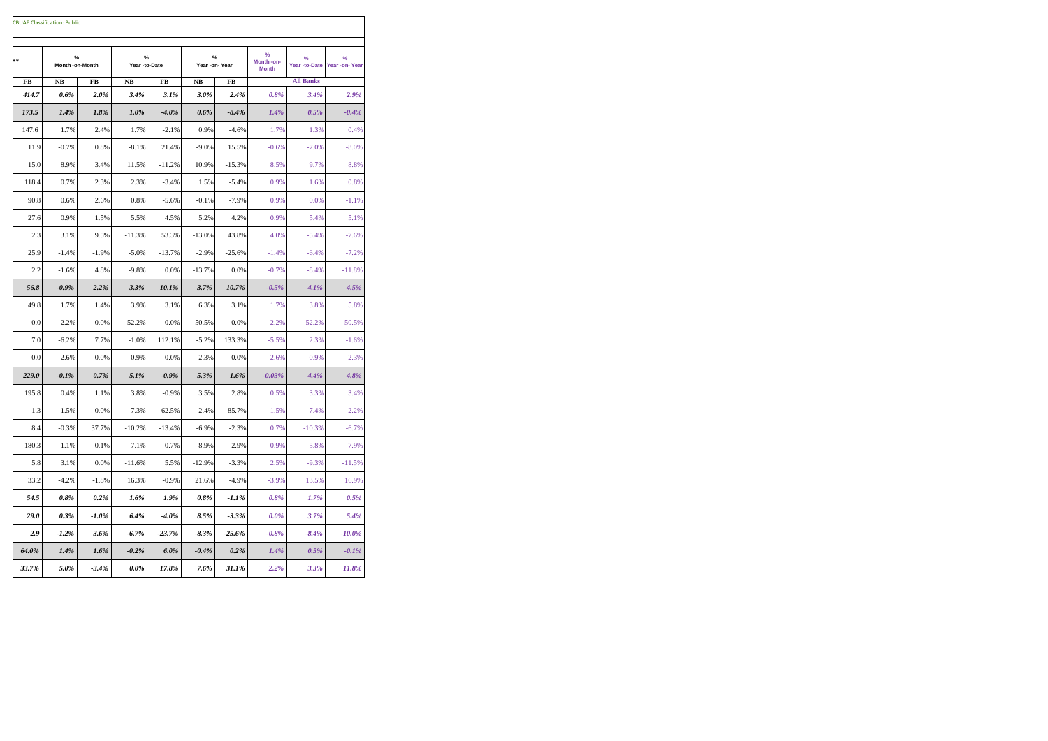CBUAE Classification: Public

| ** | % Month -on-Month | | % Year -to-Date | | % Year -on- Year | | % Month -on-Month | % Year -to-Date | % Year -on- Year |
|---|---|---|---|---|---|---|---|---|---|
| FB | NB | FB | NB | FB | NB | FB | | All Banks | |
| ***414.7*** | ***0.6%*** | ***2.0%*** | ***3.4%*** | ***3.1%*** | ***3.0%*** | ***2.4%*** | ***0.8%*** | ***3.4%*** | ***2.9%*** |
| ***173.5*** | ***1.4%*** | ***1.8%*** | ***1.0%*** | ***-4.0%*** | ***0.6%*** | ***-8.4%*** | ***1.4%*** | ***0.5%*** | ***-0.4%*** |
| 147.6 | 1.7% | 2.4% | 1.7% | -2.1% | 0.9% | -4.6% | 1.7% | 1.3% | 0.4% |
| 11.9 | -0.7% | 0.8% | -8.1% | 21.4% | -9.0% | 15.5% | -0.6% | -7.0% | -8.0% |
| 15.0 | 8.9% | 3.4% | 11.5% | -11.2% | 10.9% | -15.3% | 8.5% | 9.7% | 8.8% |
| 118.4 | 0.7% | 2.3% | 2.3% | -3.4% | 1.5% | -5.4% | 0.9% | 1.6% | 0.8% |
| 90.8 | 0.6% | 2.6% | 0.8% | -5.6% | -0.1% | -7.9% | 0.9% | 0.0% | -1.1% |
| 27.6 | 0.9% | 1.5% | 5.5% | 4.5% | 5.2% | 4.2% | 0.9% | 5.4% | 5.1% |
| 2.3 | 3.1% | 9.5% | -11.3% | 53.3% | -13.0% | 43.8% | 4.0% | -5.4% | -7.6% |
| 25.9 | -1.4% | -1.9% | -5.0% | -13.7% | -2.9% | -25.6% | -1.4% | -6.4% | -7.2% |
| 2.2 | -1.6% | 4.8% | -9.8% | 0.0% | -13.7% | 0.0% | -0.7% | -8.4% | -11.8% |
| ***56.8*** | ***-0.9%*** | ***2.2%*** | ***3.3%*** | ***10.1%*** | ***3.7%*** | ***10.7%*** | ***-0.5%*** | ***4.1%*** | ***4.5%*** |
| 49.8 | 1.7% | 1.4% | 3.9% | 3.1% | 6.3% | 3.1% | 1.7% | 3.8% | 5.8% |
| 0.0 | 2.2% | 0.0% | 52.2% | 0.0% | 50.5% | 0.0% | 2.2% | 52.2% | 50.5% |
| 7.0 | -6.2% | 7.7% | -1.0% | 112.1% | -5.2% | 133.3% | -5.5% | 2.3% | -1.6% |
| 0.0 | -2.6% | 0.0% | 0.9% | 0.0% | 2.3% | 0.0% | -2.6% | 0.9% | 2.3% |
| ***229.0*** | ***-0.1%*** | ***0.7%*** | ***5.1%*** | ***-0.9%*** | ***5.3%*** | ***1.6%*** | ***-0.03%*** | ***4.4%*** | ***4.8%*** |
| 195.8 | 0.4% | 1.1% | 3.8% | -0.9% | 3.5% | 2.8% | 0.5% | 3.3% | 3.4% |
| 1.3 | -1.5% | 0.0% | 7.3% | 62.5% | -2.4% | 85.7% | -1.5% | 7.4% | -2.2% |
| 8.4 | -0.3% | 37.7% | -10.2% | -13.4% | -6.9% | -2.3% | 0.7% | -10.3% | -6.7% |
| 180.3 | 1.1% | -0.1% | 7.1% | -0.7% | 8.9% | 2.9% | 0.9% | 5.8% | 7.9% |
| 5.8 | 3.1% | 0.0% | -11.6% | 5.5% | -12.9% | -3.3% | 2.5% | -9.3% | -11.5% |
| 33.2 | -4.2% | -1.8% | 16.3% | -0.9% | 21.6% | -4.9% | -3.9% | 13.5% | 16.9% |
| ***54.5*** | ***0.8%*** | ***0.2%*** | ***1.6%*** | ***1.9%*** | ***0.8%*** | ***-1.1%*** | ***0.8%*** | ***1.7%*** | ***0.5%*** |
| ***29.0*** | ***0.3%*** | ***-1.0%*** | ***6.4%*** | ***-4.0%*** | ***8.5%*** | ***-3.3%*** | ***0.0%*** | ***3.7%*** | ***5.4%*** |
| ***2.9*** | ***-1.2%*** | ***3.6%*** | ***-6.7%*** | ***-23.7%*** | ***-8.3%*** | ***-25.6%*** | ***-0.8%*** | ***-8.4%*** | ***-10.0%*** |
| ***64.0%*** | ***1.4%*** | ***1.6%*** | ***-0.2%*** | ***6.0%*** | ***-0.4%*** | ***0.2%*** | ***1.4%*** | ***0.5%*** | ***-0.1%*** |
| ***33.7%*** | ***5.0%*** | ***-3.4%*** | ***0.0%*** | ***17.8%*** | ***7.6%*** | ***31.1%*** | ***2.2%*** | ***3.3%*** | ***11.8%*** |